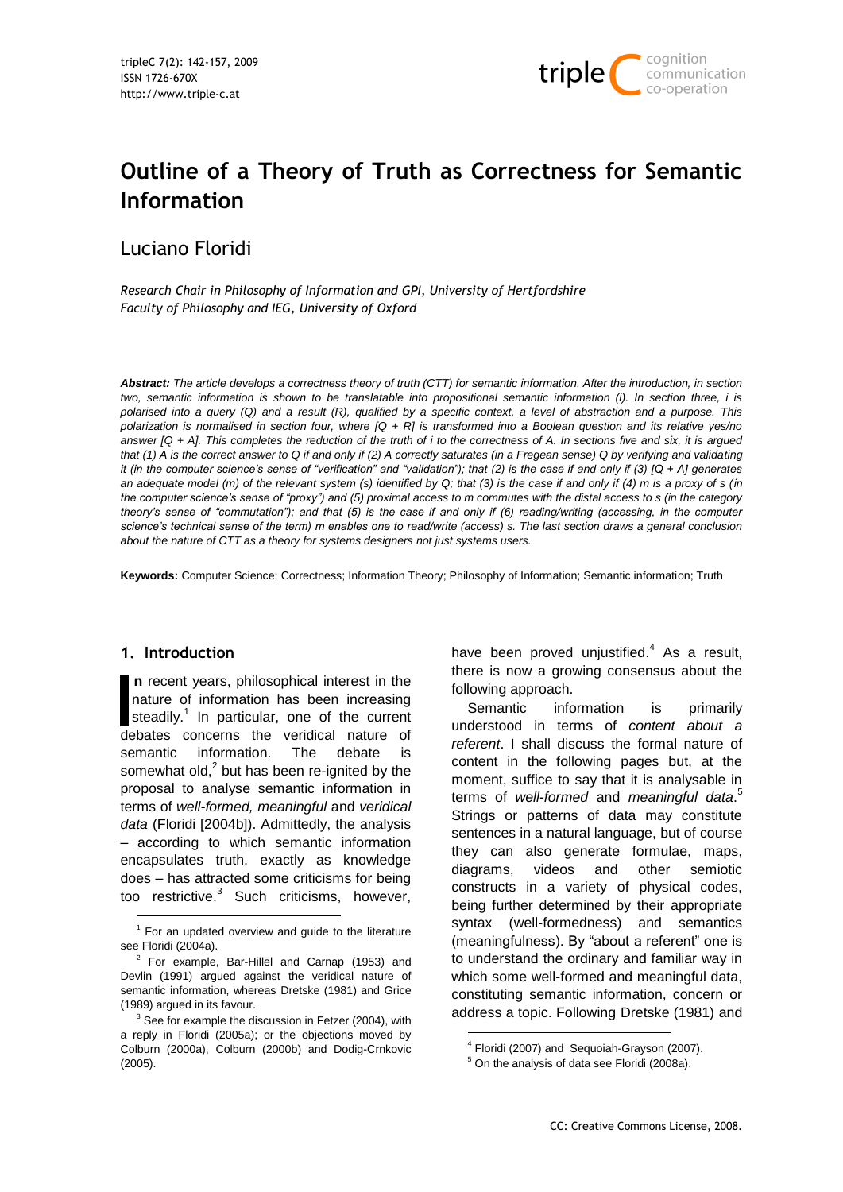# Outline of a Theory of Truth as Correctness for Semantic Information

Luciano Floridi

*Research Chair in Philosophy of Information and GPI, University of Hertfordshire*
*Faculty of Philosophy and IEG, University of Oxford*

***Abstract:*** *The article develops a correctness theory of truth (CTT) for semantic information. After the introduction, in section two, semantic information is shown to be translatable into propositional semantic information (i). In section three, i is polarised into a query (Q) and a result (R), qualified by a specific context, a level of abstraction and a purpose. This polarization is normalised in section four, where [Q + R] is transformed into a Boolean question and its relative yes/no answer [Q + A]. This completes the reduction of the truth of i to the correctness of A. In sections five and six, it is argued that (1) A is the correct answer to Q if and only if (2) A correctly saturates (in a Fregean sense) Q by verifying and validating it (in the computer science's sense of "verification" and "validation"); that (2) is the case if and only if (3) [Q + A] generates an adequate model (m) of the relevant system (s) identified by Q; that (3) is the case if and only if (4) m is a proxy of s (in the computer science's sense of "proxy") and (5) proximal access to m commutes with the distal access to s (in the category theory's sense of "commutation"); and that (5) is the case if and only if (6) reading/writing (accessing, in the computer science's technical sense of the term) m enables one to read/write (access) s. The last section draws a general conclusion about the nature of CTT as a theory for systems designers not just systems users.*

**Keywords:** Computer Science; Correctness; Information Theory; Philosophy of Information; Semantic information; Truth

## 1. Introduction

In recent years, philosophical interest in the nature of information has been increasing steadily.[1] In particular, one of the current debates concerns the veridical nature of semantic information. The debate is somewhat old,[2] but has been re-ignited by the proposal to analyse semantic information in terms of *well-formed, meaningful* and *veridical data* (Floridi [2004b]). Admittedly, the analysis – according to which semantic information encapsulates truth, exactly as knowledge does – has attracted some criticisms for being too restrictive.[3] Such criticisms, however, have been proved unjustified.[4] As a result, there is now a growing consensus about the following approach.

Semantic information is primarily understood in terms of *content about a referent*. I shall discuss the formal nature of content in the following pages but, at the moment, suffice to say that it is analysable in terms of *well-formed* and *meaningful data*.[5] Strings or patterns of data may constitute sentences in a natural language, but of course they can also generate formulae, maps, diagrams, videos and other semiotic constructs in a variety of physical codes, being further determined by their appropriate syntax (well-formedness) and semantics (meaningfulness). By "about a referent" one is to understand the ordinary and familiar way in which some well-formed and meaningful data, constituting semantic information, concern or address a topic. Following Dretske (1981) and

---

[1] For an updated overview and guide to the literature see Floridi (2004a).

[2] For example, Bar-Hillel and Carnap (1953) and Devlin (1991) argued against the veridical nature of semantic information, whereas Dretske (1981) and Grice (1989) argued in its favour.

[3] See for example the discussion in Fetzer (2004), with a reply in Floridi (2005a); or the objections moved by Colburn (2000a), Colburn (2000b) and Dodig-Crnkovic (2005).

[4] Floridi (2007) and Sequoiah-Grayson (2007).

[5] On the analysis of data see Floridi (2008a).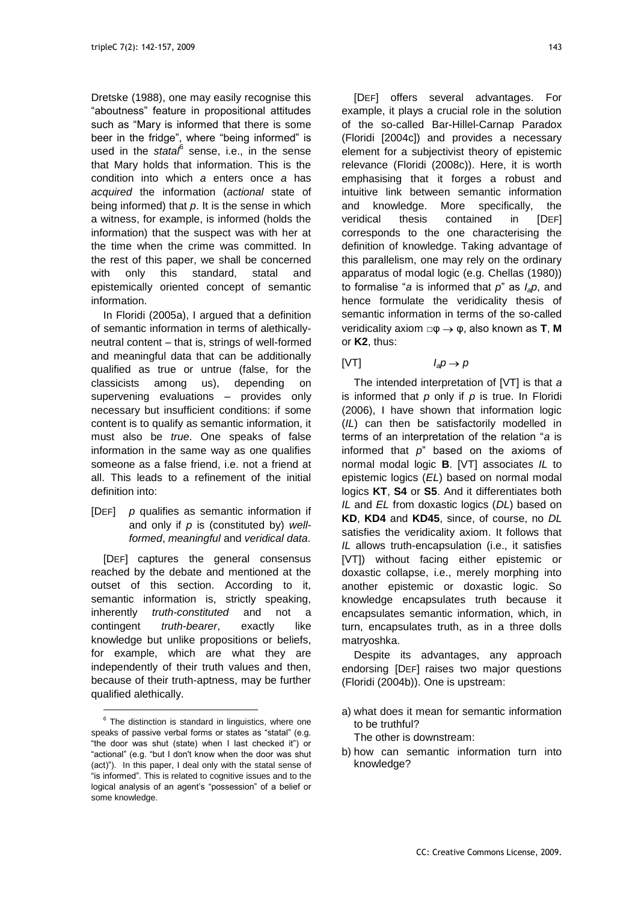Dretske (1988), one may easily recognise this "aboutness" feature in propositional attitudes such as "Mary is informed that there is some beer in the fridge", where "being informed" is used in the *statal*[6] sense, i.e., in the sense that Mary holds that information. This is the condition into which *a* enters once *a* has *acquired* the information (*actional* state of being informed) that *p*. It is the sense in which a witness, for example, is informed (holds the information) that the suspect was with her at the time when the crime was committed. In the rest of this paper, we shall be concerned with only this standard, statal and epistemically oriented concept of semantic information.

In Floridi (2005a), I argued that a definition of semantic information in terms of alethically-neutral content – that is, strings of well-formed and meaningful data that can be additionally qualified as true or untrue (false, for the classicists among us), depending on supervening evaluations – provides only necessary but insufficient conditions: if some content is to qualify as semantic information, it must also be *true*. One speaks of false information in the same way as one qualifies someone as a false friend, i.e. not a friend at all. This leads to a refinement of the initial definition into:

[DEF] *p* qualifies as semantic information if and only if *p* is (constituted by) *well-formed*, *meaningful* and *veridical data*.

[DEF] captures the general consensus reached by the debate and mentioned at the outset of this section. According to it, semantic information is, strictly speaking, inherently *truth-constituted* and not a contingent *truth-bearer*, exactly like knowledge but unlike propositions or beliefs, for example, which are what they are independently of their truth values and then, because of their truth-aptness, may be further qualified alethically.

[DEF] offers several advantages. For example, it plays a crucial role in the solution of the so-called Bar-Hillel-Carnap Paradox (Floridi [2004c]) and provides a necessary element for a subjectivist theory of epistemic relevance (Floridi (2008c)). Here, it is worth emphasising that it forges a robust and intuitive link between semantic information and knowledge. More specifically, the veridical thesis contained in [DEF] corresponds to the one characterising the definition of knowledge. Taking advantage of this parallelism, one may rely on the ordinary apparatus of modal logic (e.g. Chellas (1980)) to formalise "*a* is informed that *p*" as $I_a p$, and hence formulate the veridicality thesis of semantic information in terms of the so-called veridicality axiom $\Box\varphi \rightarrow \varphi$, also known as **T**, **M** or **K2**, thus:

[VT] $I_a p \rightarrow p$

The intended interpretation of [VT] is that *a* is informed that *p* only if *p* is true. In Floridi (2006), I have shown that information logic (*IL*) can then be satisfactorily modelled in terms of an interpretation of the relation "*a* is informed that *p*" based on the axioms of normal modal logic **B**. [VT] associates *IL* to epistemic logics (*EL*) based on normal modal logics **KT**, **S4** or **S5**. And it differentiates both *IL* and *EL* from doxastic logics (*DL*) based on **KD**, **KD4** and **KD45**, since, of course, no *DL* satisfies the veridicality axiom. It follows that *IL* allows truth-encapsulation (i.e., it satisfies [VT]) without facing either epistemic or doxastic collapse, i.e., merely morphing into another epistemic or doxastic logic. So knowledge encapsulates truth because it encapsulates semantic information, which, in turn, encapsulates truth, as in a three dolls matryoshka.

Despite its advantages, any approach endorsing [DEF] raises two major questions (Floridi (2004b)). One is upstream:

a) what does it mean for semantic information to be truthful?

The other is downstream:

b) how can semantic information turn into knowledge?

---

[6] The distinction is standard in linguistics, where one speaks of passive verbal forms or states as "statal" (e.g. "the door was shut (state) when I last checked it") or "actional" (e.g. "but I don't know when the door was shut (act)"). In this paper, I deal only with the statal sense of "is informed". This is related to cognitive issues and to the logical analysis of an agent's "possession" of a belief or some knowledge.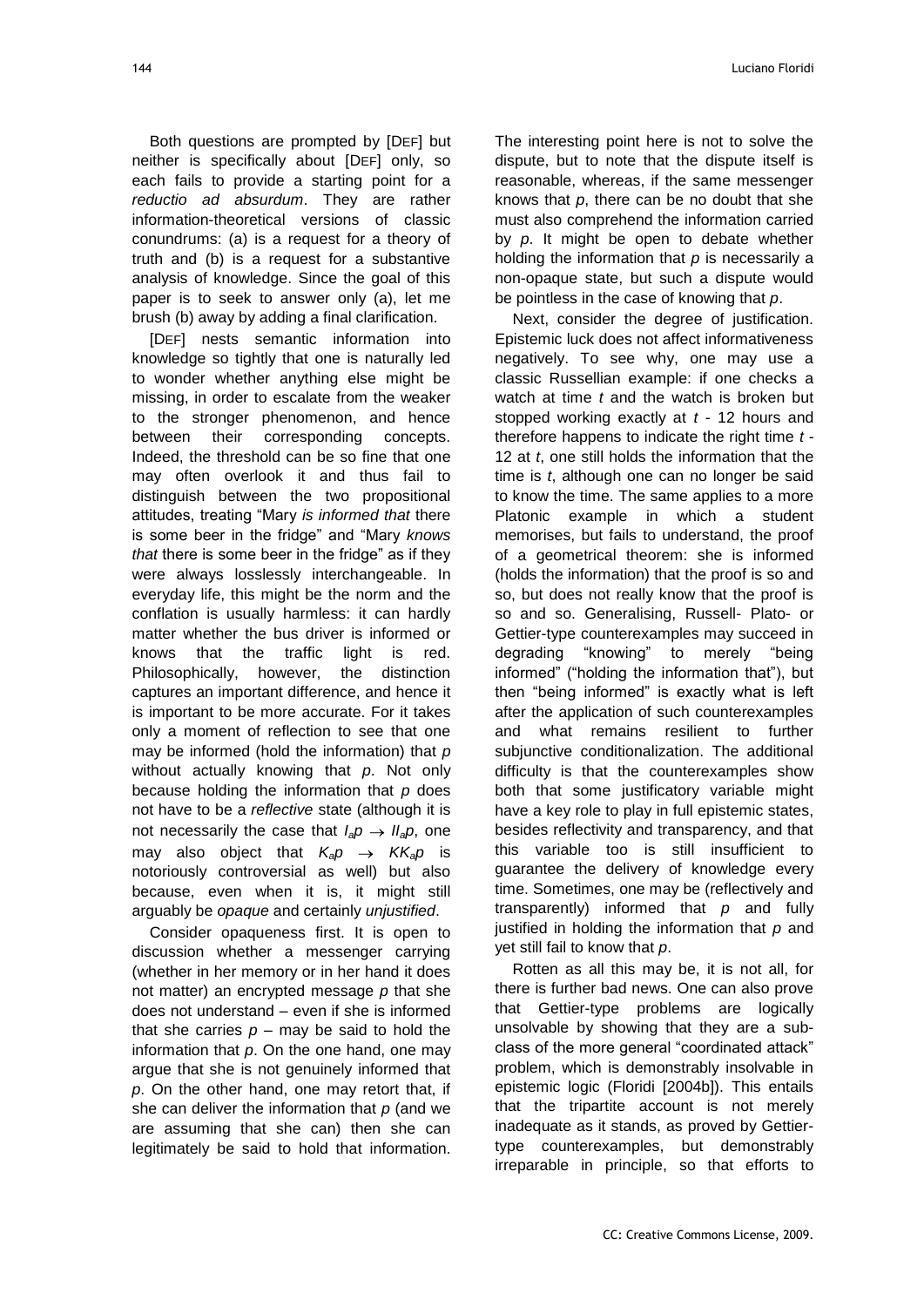Both questions are prompted by [DEF] but neither is specifically about [DEF] only, so each fails to provide a starting point for a *reductio ad absurdum*. They are rather information-theoretical versions of classic conundrums: (a) is a request for a theory of truth and (b) is a request for a substantive analysis of knowledge. Since the goal of this paper is to seek to answer only (a), let me brush (b) away by adding a final clarification.

[DEF] nests semantic information into knowledge so tightly that one is naturally led to wonder whether anything else might be missing, in order to escalate from the weaker to the stronger phenomenon, and hence between their corresponding concepts. Indeed, the threshold can be so fine that one may often overlook it and thus fail to distinguish between the two propositional attitudes, treating "Mary *is informed that* there is some beer in the fridge" and "Mary *knows that* there is some beer in the fridge" as if they were always losslessly interchangeable. In everyday life, this might be the norm and the conflation is usually harmless: it can hardly matter whether the bus driver is informed or knows that the traffic light is red. Philosophically, however, the distinction captures an important difference, and hence it is important to be more accurate. For it takes only a moment of reflection to see that one may be informed (hold the information) that *p* without actually knowing that *p*. Not only because holding the information that *p* does not have to be a *reflective* state (although it is not necessarily the case that $I_a p \rightarrow II_a p$, one may also object that $K_a p \rightarrow KK_a p$ is notoriously controversial as well) but also because, even when it is, it might still arguably be *opaque* and certainly *unjustified*.

Consider opaqueness first. It is open to discussion whether a messenger carrying (whether in her memory or in her hand it does not matter) an encrypted message *p* that she does not understand – even if she is informed that she carries *p* – may be said to hold the information that *p*. On the one hand, one may argue that she is not genuinely informed that *p*. On the other hand, one may retort that, if she can deliver the information that *p* (and we are assuming that she can) then she can legitimately be said to hold that information. The interesting point here is not to solve the dispute, but to note that the dispute itself is reasonable, whereas, if the same messenger knows that *p*, there can be no doubt that she must also comprehend the information carried by *p*. It might be open to debate whether holding the information that *p* is necessarily a non-opaque state, but such a dispute would be pointless in the case of knowing that *p*.

Next, consider the degree of justification. Epistemic luck does not affect informativeness negatively. To see why, one may use a classic Russellian example: if one checks a watch at time *t* and the watch is broken but stopped working exactly at *t* - 12 hours and therefore happens to indicate the right time *t* - 12 at *t*, one still holds the information that the time is *t*, although one can no longer be said to know the time. The same applies to a more Platonic example in which a student memorises, but fails to understand, the proof of a geometrical theorem: she is informed (holds the information) that the proof is so and so, but does not really know that the proof is so and so. Generalising, Russell- Plato- or Gettier-type counterexamples may succeed in degrading "knowing" to merely "being informed" ("holding the information that"), but then "being informed" is exactly what is left after the application of such counterexamples and what remains resilient to further subjunctive conditionalization. The additional difficulty is that the counterexamples show both that some justificatory variable might have a key role to play in full epistemic states, besides reflectivity and transparency, and that this variable too is still insufficient to guarantee the delivery of knowledge every time. Sometimes, one may be (reflectively and transparently) informed that *p* and fully justified in holding the information that *p* and yet still fail to know that *p*.

Rotten as all this may be, it is not all, for there is further bad news. One can also prove that Gettier-type problems are logically unsolvable by showing that they are a sub-class of the more general "coordinated attack" problem, which is demonstrably insolvable in epistemic logic (Floridi [2004b]). This entails that the tripartite account is not merely inadequate as it stands, as proved by Gettier-type counterexamples, but demonstrably irreparable in principle, so that efforts to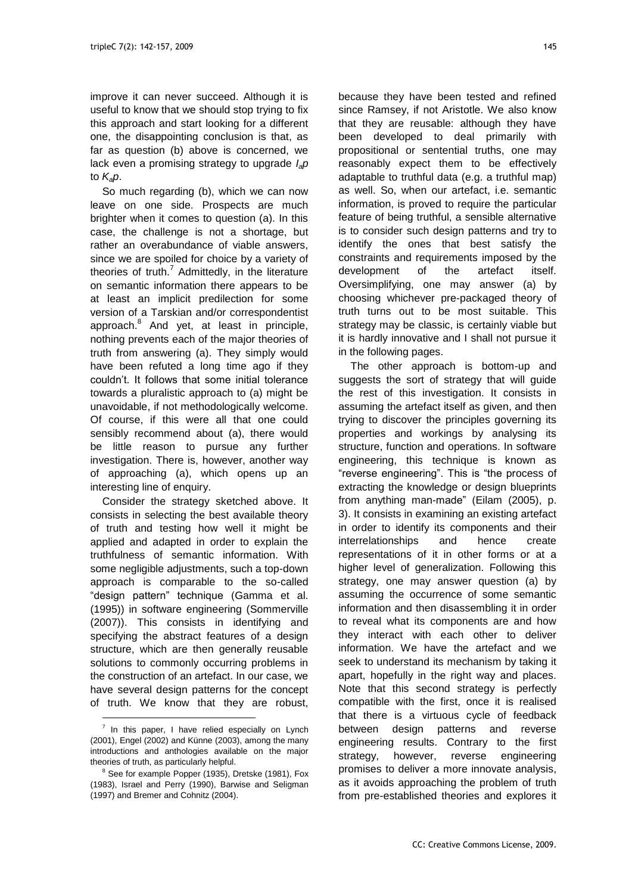improve it can never succeed. Although it is useful to know that we should stop trying to fix this approach and start looking for a different one, the disappointing conclusion is that, as far as question (b) above is concerned, we lack even a promising strategy to upgrade $I_ap$ to $K_ap$.

So much regarding (b), which we can now leave on one side. Prospects are much brighter when it comes to question (a). In this case, the challenge is not a shortage, but rather an overabundance of viable answers, since we are spoiled for choice by a variety of theories of truth.[7] Admittedly, in the literature on semantic information there appears to be at least an implicit predilection for some version of a Tarskian and/or correspondentist approach.[8] And yet, at least in principle, nothing prevents each of the major theories of truth from answering (a). They simply would have been refuted a long time ago if they couldn't. It follows that some initial tolerance towards a pluralistic approach to (a) might be unavoidable, if not methodologically welcome. Of course, if this were all that one could sensibly recommend about (a), there would be little reason to pursue any further investigation. There is, however, another way of approaching (a), which opens up an interesting line of enquiry.

Consider the strategy sketched above. It consists in selecting the best available theory of truth and testing how well it might be applied and adapted in order to explain the truthfulness of semantic information. With some negligible adjustments, such a top-down approach is comparable to the so-called "design pattern" technique (Gamma et al. (1995)) in software engineering (Sommerville (2007)). This consists in identifying and specifying the abstract features of a design structure, which are then generally reusable solutions to commonly occurring problems in the construction of an artefact. In our case, we have several design patterns for the concept of truth. We know that they are robust, because they have been tested and refined since Ramsey, if not Aristotle. We also know that they are reusable: although they have been developed to deal primarily with propositional or sentential truths, one may reasonably expect them to be effectively adaptable to truthful data (e.g. a truthful map) as well. So, when our artefact, i.e. semantic information, is proved to require the particular feature of being truthful, a sensible alternative is to consider such design patterns and try to identify the ones that best satisfy the constraints and requirements imposed by the development of the artefact itself. Oversimplifying, one may answer (a) by choosing whichever pre-packaged theory of truth turns out to be most suitable. This strategy may be classic, is certainly viable but it is hardly innovative and I shall not pursue it in the following pages.

The other approach is bottom-up and suggests the sort of strategy that will guide the rest of this investigation. It consists in assuming the artefact itself as given, and then trying to discover the principles governing its properties and workings by analysing its structure, function and operations. In software engineering, this technique is known as "reverse engineering". This is "the process of extracting the knowledge or design blueprints from anything man-made" (Eilam (2005), p. 3). It consists in examining an existing artefact in order to identify its components and their interrelationships and hence create representations of it in other forms or at a higher level of generalization. Following this strategy, one may answer question (a) by assuming the occurrence of some semantic information and then disassembling it in order to reveal what its components are and how they interact with each other to deliver information. We have the artefact and we seek to understand its mechanism by taking it apart, hopefully in the right way and places. Note that this second strategy is perfectly compatible with the first, once it is realised that there is a virtuous cycle of feedback between design patterns and reverse engineering results. Contrary to the first strategy, however, reverse engineering promises to deliver a more innovate analysis, as it avoids approaching the problem of truth from pre-established theories and explores it

[7] In this paper, I have relied especially on Lynch (2001), Engel (2002) and Künne (2003), among the many introductions and anthologies available on the major theories of truth, as particularly helpful.

[8] See for example Popper (1935), Dretske (1981), Fox (1983), Israel and Perry (1990), Barwise and Seligman (1997) and Bremer and Cohnitz (2004).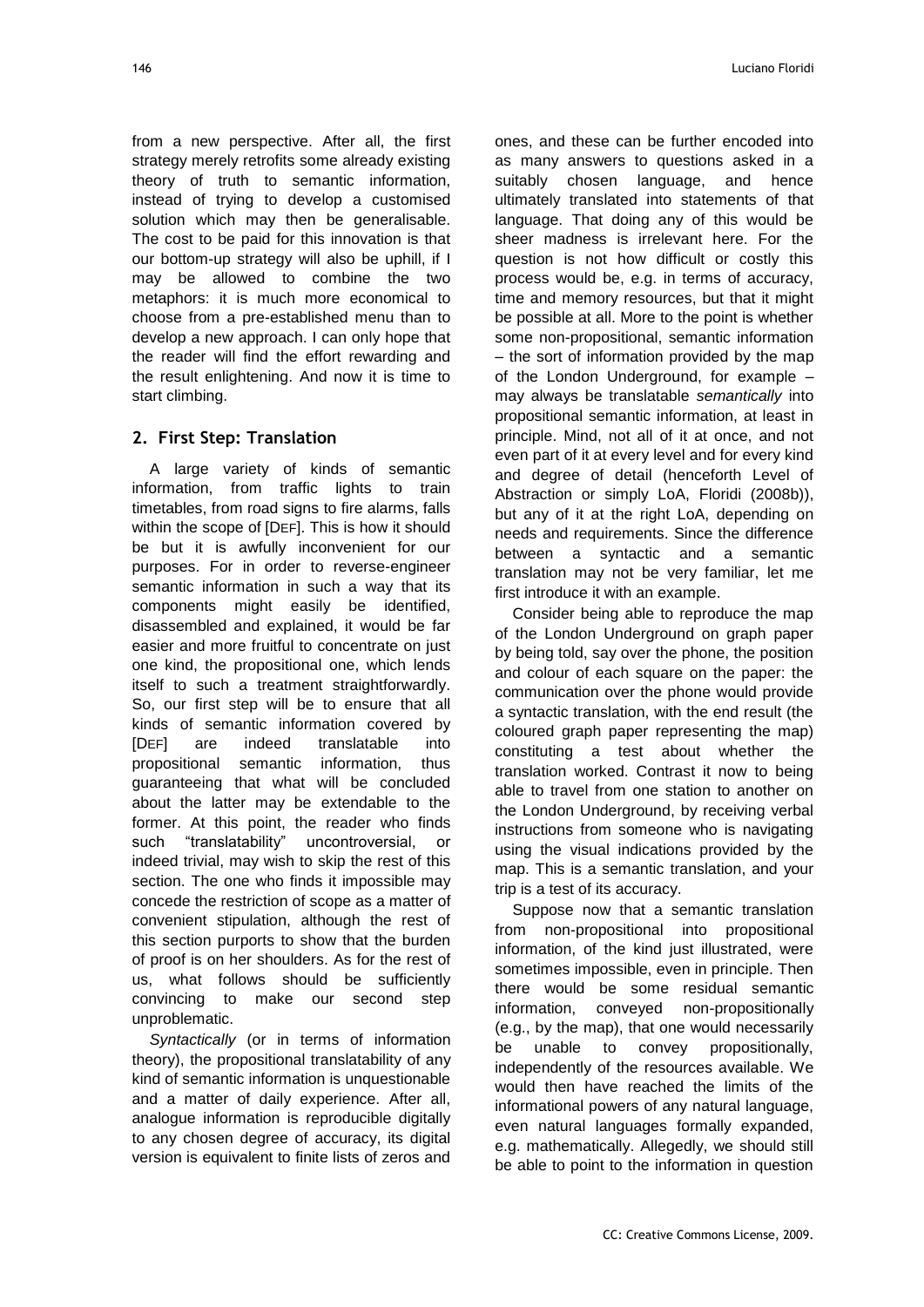from a new perspective. After all, the first strategy merely retrofits some already existing theory of truth to semantic information, instead of trying to develop a customised solution which may then be generalisable. The cost to be paid for this innovation is that our bottom-up strategy will also be uphill, if I may be allowed to combine the two metaphors: it is much more economical to choose from a pre-established menu than to develop a new approach. I can only hope that the reader will find the effort rewarding and the result enlightening. And now it is time to start climbing.

## 2. First Step: Translation

A large variety of kinds of semantic information, from traffic lights to train timetables, from road signs to fire alarms, falls within the scope of [DEF]. This is how it should be but it is awfully inconvenient for our purposes. For in order to reverse-engineer semantic information in such a way that its components might easily be identified, disassembled and explained, it would be far easier and more fruitful to concentrate on just one kind, the propositional one, which lends itself to such a treatment straightforwardly. So, our first step will be to ensure that all kinds of semantic information covered by [DEF] are indeed translatable into propositional semantic information, thus guaranteeing that what will be concluded about the latter may be extendable to the former. At this point, the reader who finds such "translatability" uncontroversial, or indeed trivial, may wish to skip the rest of this section. The one who finds it impossible may concede the restriction of scope as a matter of convenient stipulation, although the rest of this section purports to show that the burden of proof is on her shoulders. As for the rest of us, what follows should be sufficiently convincing to make our second step unproblematic.

*Syntactically* (or in terms of information theory), the propositional translatability of any kind of semantic information is unquestionable and a matter of daily experience. After all, analogue information is reproducible digitally to any chosen degree of accuracy, its digital version is equivalent to finite lists of zeros and ones, and these can be further encoded into as many answers to questions asked in a suitably chosen language, and hence ultimately translated into statements of that language. That doing any of this would be sheer madness is irrelevant here. For the question is not how difficult or costly this process would be, e.g. in terms of accuracy, time and memory resources, but that it might be possible at all. More to the point is whether some non-propositional, semantic information – the sort of information provided by the map of the London Underground, for example – may always be translatable *semantically* into propositional semantic information, at least in principle. Mind, not all of it at once, and not even part of it at every level and for every kind and degree of detail (henceforth Level of Abstraction or simply LoA, Floridi (2008b)), but any of it at the right LoA, depending on needs and requirements. Since the difference between a syntactic and a semantic translation may not be very familiar, let me first introduce it with an example.

Consider being able to reproduce the map of the London Underground on graph paper by being told, say over the phone, the position and colour of each square on the paper: the communication over the phone would provide a syntactic translation, with the end result (the coloured graph paper representing the map) constituting a test about whether the translation worked. Contrast it now to being able to travel from one station to another on the London Underground, by receiving verbal instructions from someone who is navigating using the visual indications provided by the map. This is a semantic translation, and your trip is a test of its accuracy.

Suppose now that a semantic translation from non-propositional into propositional information, of the kind just illustrated, were sometimes impossible, even in principle. Then there would be some residual semantic information, conveyed non-propositionally (e.g., by the map), that one would necessarily be unable to convey propositionally, independently of the resources available. We would then have reached the limits of the informational powers of any natural language, even natural languages formally expanded, e.g. mathematically. Allegedly, we should still be able to point to the information in question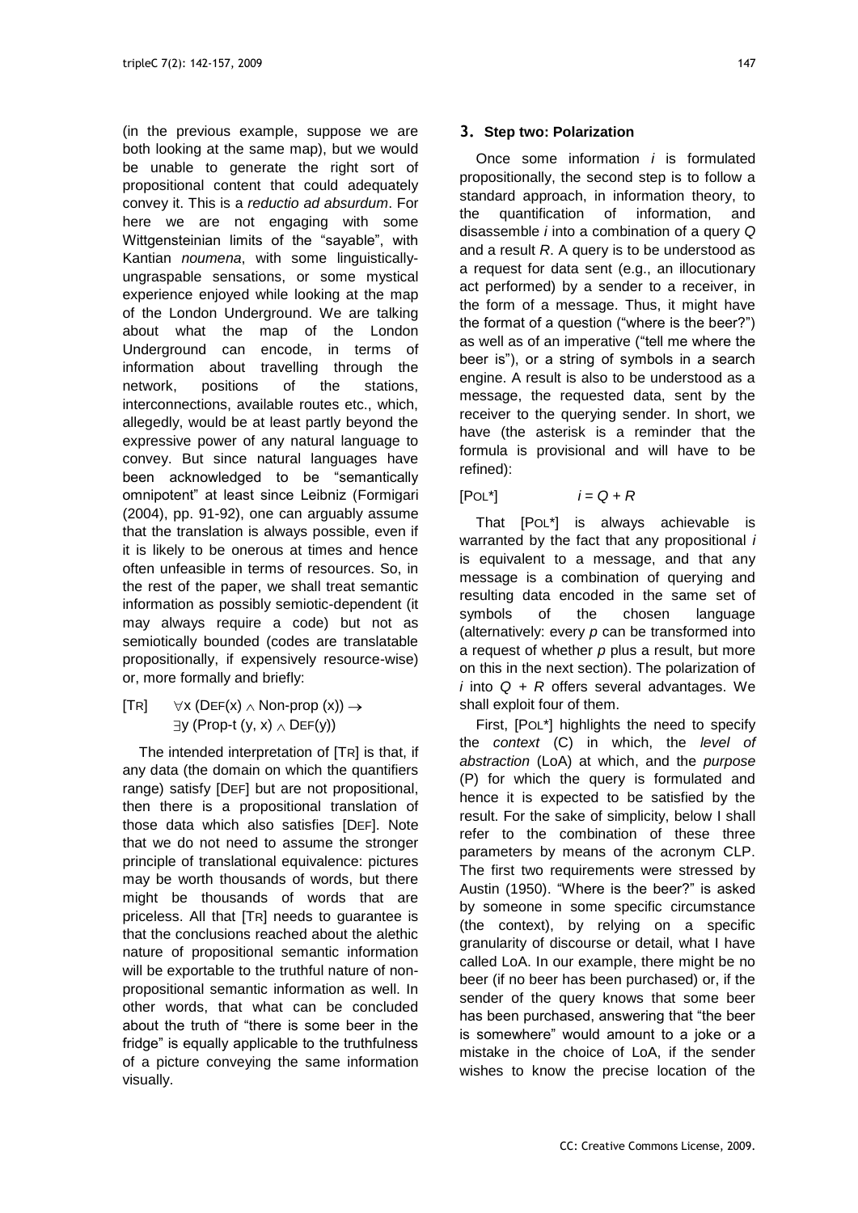(in the previous example, suppose we are both looking at the same map), but we would be unable to generate the right sort of propositional content that could adequately convey it. This is a *reductio ad absurdum*. For here we are not engaging with some Wittgensteinian limits of the "sayable", with Kantian *noumena*, with some linguistically-ungraspable sensations, or some mystical experience enjoyed while looking at the map of the London Underground. We are talking about what the map of the London Underground can encode, in terms of information about travelling through the network, positions of the stations, interconnections, available routes etc., which, allegedly, would be at least partly beyond the expressive power of any natural language to convey. But since natural languages have been acknowledged to be "semantically omnipotent" at least since Leibniz (Formigari (2004), pp. 91-92), one can arguably assume that the translation is always possible, even if it is likely to be onerous at times and hence often unfeasible in terms of resources. So, in the rest of the paper, we shall treat semantic information as possibly semiotic-dependent (it may always require a code) but not as semiotically bounded (codes are translatable propositionally, if expensively resource-wise) or, more formally and briefly:

[TR] $\forall x\,(\text{DEF}(x) \wedge \text{Non-prop}(x)) \rightarrow \exists y\,(\text{Prop-t}(y, x) \wedge \text{DEF}(y))$

The intended interpretation of [TR] is that, if any data (the domain on which the quantifiers range) satisfy [DEF] but are not propositional, then there is a propositional translation of those data which also satisfies [DEF]. Note that we do not need to assume the stronger principle of translational equivalence: pictures may be worth thousands of words, but there might be thousands of words that are priceless. All that [TR] needs to guarantee is that the conclusions reached about the alethic nature of propositional semantic information will be exportable to the truthful nature of non-propositional semantic information as well. In other words, that what can be concluded about the truth of "there is some beer in the fridge" is equally applicable to the truthfulness of a picture conveying the same information visually.

## 3. Step two: Polarization

Once some information $i$ is formulated propositionally, the second step is to follow a standard approach, in information theory, to the quantification of information, and disassemble $i$ into a combination of a query $Q$ and a result $R$. A query is to be understood as a request for data sent (e.g., an illocutionary act performed) by a sender to a receiver, in the form of a message. Thus, it might have the format of a question ("where is the beer?") as well as of an imperative ("tell me where the beer is"), or a string of symbols in a search engine. A result is also to be understood as a message, the requested data, sent by the receiver to the querying sender. In short, we have (the asterisk is a reminder that the formula is provisional and will have to be refined):

[POL*] $i = Q + R$

That [POL*] is always achievable is warranted by the fact that any propositional $i$ is equivalent to a message, and that any message is a combination of querying and resulting data encoded in the same set of symbols of the chosen language (alternatively: every $p$ can be transformed into a request of whether $p$ plus a result, but more on this in the next section). The polarization of $i$ into $Q + R$ offers several advantages. We shall exploit four of them.

First, [POL*] highlights the need to specify the *context* (C) in which, the *level of abstraction* (LoA) at which, and the *purpose* (P) for which the query is formulated and hence it is expected to be satisfied by the result. For the sake of simplicity, below I shall refer to the combination of these three parameters by means of the acronym CLP. The first two requirements were stressed by Austin (1950). "Where is the beer?" is asked by someone in some specific circumstance (the context), by relying on a specific granularity of discourse or detail, what I have called LoA. In our example, there might be no beer (if no beer has been purchased) or, if the sender of the query knows that some beer has been purchased, answering that "the beer is somewhere" would amount to a joke or a mistake in the choice of LoA, if the sender wishes to know the precise location of the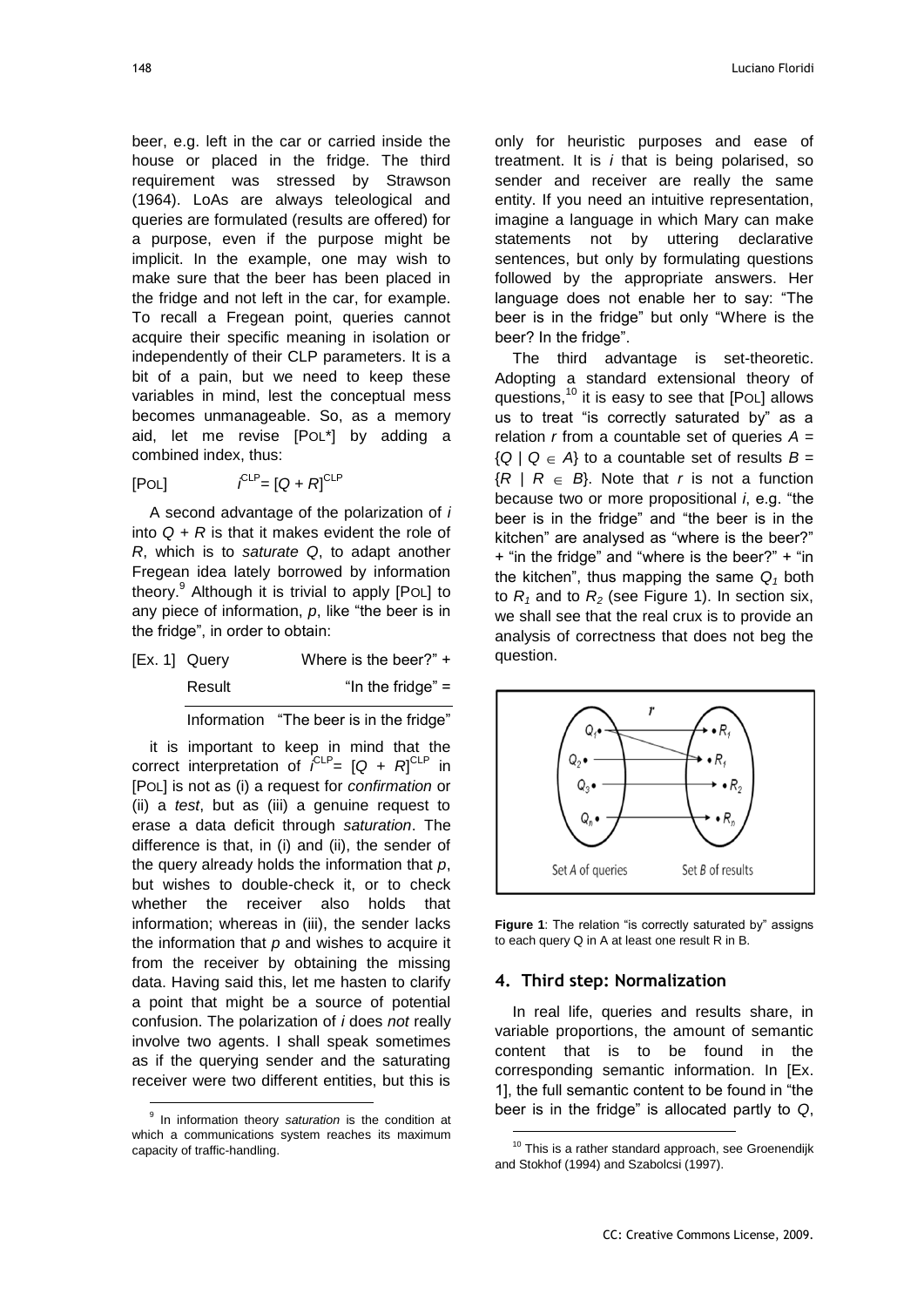beer, e.g. left in the car or carried inside the house or placed in the fridge. The third requirement was stressed by Strawson (1964). LoAs are always teleological and queries are formulated (results are offered) for a purpose, even if the purpose might be implicit. In the example, one may wish to make sure that the beer has been placed in the fridge and not left in the car, for example. To recall a Fregean point, queries cannot acquire their specific meaning in isolation or independently of their CLP parameters. It is a bit of a pain, but we need to keep these variables in mind, lest the conceptual mess becomes unmanageable. So, as a memory aid, let me revise [POL*] by adding a combined index, thus:

[POL] $\quad i^{CLP} = [Q + R]^{CLP}$

A second advantage of the polarization of *i* into $Q + R$ is that it makes evident the role of *R*, which is to *saturate Q*, to adapt another Fregean idea lately borrowed by information theory.[9] Although it is trivial to apply [POL] to any piece of information, *p*, like "the beer is in the fridge", in order to obtain:

| [Ex. 1] | Query | Where is the beer?" + |
|---|---|---|
| | Result | "In the fridge" = |
| | Information | "The beer is in the fridge" |

it is important to keep in mind that the correct interpretation of $i^{CLP} = [Q + R]^{CLP}$ in [POL] is not as (i) a request for *confirmation* or (ii) a *test*, but as (iii) a genuine request to erase a data deficit through *saturation*. The difference is that, in (i) and (ii), the sender of the query already holds the information that *p*, but wishes to double-check it, or to check whether the receiver also holds that information; whereas in (iii), the sender lacks the information that *p* and wishes to acquire it from the receiver by obtaining the missing data. Having said this, let me hasten to clarify a point that might be a source of potential confusion. The polarization of *i* does *not* really involve two agents. I shall speak sometimes as if the querying sender and the saturating receiver were two different entities, but this is only for heuristic purposes and ease of treatment. It is *i* that is being polarised, so sender and receiver are really the same entity. If you need an intuitive representation, imagine a language in which Mary can make statements not by uttering declarative sentences, but only by formulating questions followed by the appropriate answers. Her language does not enable her to say: "The beer is in the fridge" but only "Where is the beer? In the fridge".

The third advantage is set-theoretic. Adopting a standard extensional theory of questions,[10] it is easy to see that [POL] allows us to treat "is correctly saturated by" as a relation *r* from a countable set of queries $A = \{Q \mid Q \in A\}$ to a countable set of results $B = \{R \mid R \in B\}$. Note that *r* is not a function because two or more propositional *i*, e.g. "the beer is in the fridge" and "the beer is in the kitchen" are analysed as "where is the beer?" + "in the fridge" and "where is the beer?" + "in the kitchen", thus mapping the same $Q_1$ both to $R_1$ and to $R_2$ (see Figure 1). In section six, we shall see that the real crux is to provide an analysis of correctness that does not beg the question.

**Figure 1**: The relation "is correctly saturated by" assigns to each query Q in A at least one result R in B.

## 4. Third step: Normalization

In real life, queries and results share, in variable proportions, the amount of semantic content that is to be found in the corresponding semantic information. In [Ex. 1], the full semantic content to be found in "the beer is in the fridge" is allocated partly to *Q*,

[9] In information theory *saturation* is the condition at which a communications system reaches its maximum capacity of traffic-handling.

[10] This is a rather standard approach, see Groenendijk and Stokhof (1994) and Szabolcsi (1997).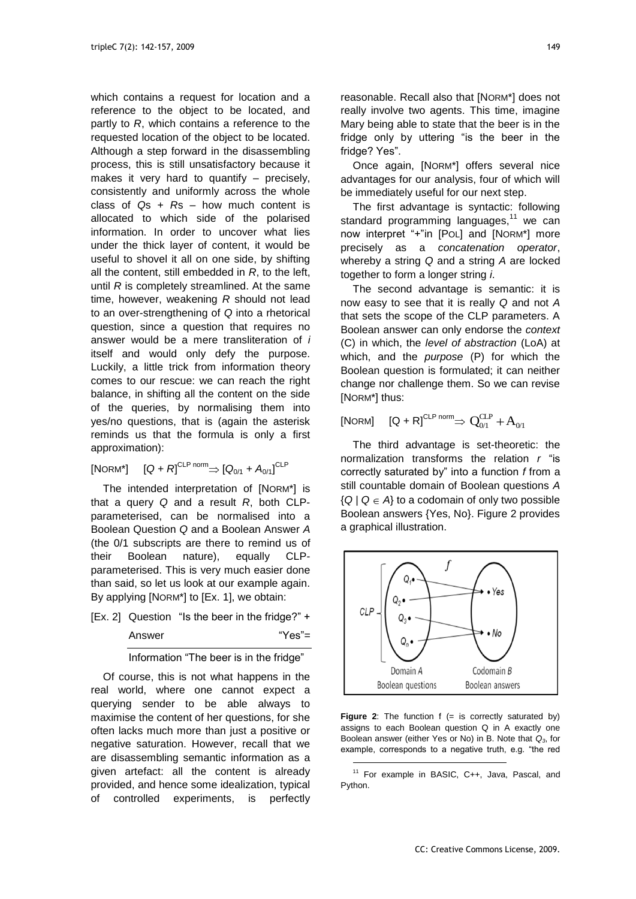which contains a request for location and a reference to the object to be located, and partly to $R$, which contains a reference to the requested location of the object to be located. Although a step forward in the disassembling process, this is still unsatisfactory because it makes it very hard to quantify – precisely, consistently and uniformly across the whole class of $Q$s + $R$s – how much content is allocated to which side of the polarised information. In order to uncover what lies under the thick layer of content, it would be useful to shovel it all on one side, by shifting all the content, still embedded in $R$, to the left, until $R$ is completely streamlined. At the same time, however, weakening $R$ should not lead to an over-strengthening of $Q$ into a rhetorical question, since a question that requires no answer would be a mere transliteration of $i$ itself and would only defy the purpose. Luckily, a little trick from information theory comes to our rescue: we can reach the right balance, in shifting all the content on the side of the queries, by normalising them into yes/no questions, that is (again the asterisk reminds us that the formula is only a first approximation):

[NORM*] $\quad [Q + R]^{\text{CLP norm}} \Rightarrow [Q_{0/1} + A_{0/1}]^{\text{CLP}}$

The intended interpretation of [NORM*] is that a query $Q$ and a result $R$, both CLP-parameterised, can be normalised into a Boolean Question $Q$ and a Boolean Answer $A$ (the 0/1 subscripts are there to remind us of their Boolean nature), equally CLP-parameterised. This is very much easier done than said, so let us look at our example again. By applying [NORM*] to [Ex. 1], we obtain:

[Ex. 2] Question "Is the beer in the fridge?" +
Answer "Yes"=

Information "The beer is in the fridge"

Of course, this is not what happens in the real world, where one cannot expect a querying sender to be able always to maximise the content of her questions, for she often lacks much more than just a positive or negative saturation. However, recall that we are disassembling semantic information as a given artefact: all the content is already provided, and hence some idealization, typical of controlled experiments, is perfectly reasonable. Recall also that [NORM*] does not really involve two agents. This time, imagine Mary being able to state that the beer is in the fridge only by uttering "is the beer in the fridge? Yes".

Once again, [NORM*] offers several nice advantages for our analysis, four of which will be immediately useful for our next step.

The first advantage is syntactic: following standard programming languages,[11] we can now interpret "+"in [POL] and [NORM*] more precisely as a *concatenation operator*, whereby a string $Q$ and a string $A$ are locked together to form a longer string $i$.

The second advantage is semantic: it is now easy to see that it is really $Q$ and not $A$ that sets the scope of the CLP parameters. A Boolean answer can only endorse the *context* (C) in which, the *level of abstraction* (LoA) at which, and the *purpose* (P) for which the Boolean question is formulated; it can neither change nor challenge them. So we can revise [NORM*] thus:

[NORM] $\quad [\text{Q + R}]^{\text{CLP norm}} \Rightarrow \text{Q}_{0/1}^{\text{CLP}} + \text{A}_{0/1}$

The third advantage is set-theoretic: the normalization transforms the relation $r$ "is correctly saturated by" into a function $f$ from a still countable domain of Boolean questions $A$ $\{Q \mid Q \in A\}$ to a codomain of only two possible Boolean answers {Yes, No}. Figure 2 provides a graphical illustration.

**Figure 2**: The function f (= is correctly saturated by) assigns to each Boolean question Q in A exactly one Boolean answer (either Yes or No) in B. Note that $Q_3$, for example, corresponds to a negative truth, e.g. "the red

[11] For example in BASIC, C++, Java, Pascal, and Python.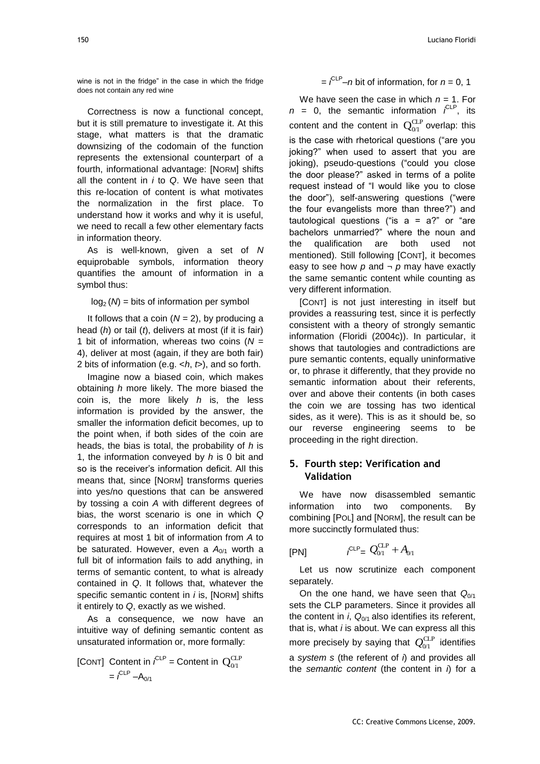wine is not in the fridge" in the case in which the fridge does not contain any red wine

Correctness is now a functional concept, but it is still premature to investigate it. At this stage, what matters is that the dramatic downsizing of the codomain of the function represents the extensional counterpart of a fourth, informational advantage: [NORM] shifts all the content in *i* to *Q*. We have seen that this re-location of content is what motivates the normalization in the first place. To understand how it works and why it is useful, we need to recall a few other elementary facts in information theory.

As is well-known, given a set of *N* equiprobable symbols, information theory quantifies the amount of information in a symbol thus:

$\log_2(N)$ = bits of information per symbol

It follows that a coin ($N = 2$), by producing a head (*h*) or tail (*t*), delivers at most (if it is fair) 1 bit of information, whereas two coins ($N = 4$), deliver at most (again, if they are both fair) 2 bits of information (e.g. $<h, t>$), and so forth.

Imagine now a biased coin, which makes obtaining *h* more likely. The more biased the coin is, the more likely *h* is, the less information is provided by the answer, the smaller the information deficit becomes, up to the point when, if both sides of the coin are heads, the bias is total, the probability of *h* is 1, the information conveyed by *h* is 0 bit and so is the receiver's information deficit. All this means that, since [NORM] transforms queries into yes/no questions that can be answered by tossing a coin *A* with different degrees of bias, the worst scenario is one in which *Q* corresponds to an information deficit that requires at most 1 bit of information from *A* to be saturated. However, even a $A_{0/1}$ worth a full bit of information fails to add anything, in terms of semantic content, to what is already contained in *Q*. It follows that, whatever the specific semantic content in *i* is, [NORM] shifts it entirely to *Q*, exactly as we wished.

As a consequence, we now have an intuitive way of defining semantic content as unsaturated information or, more formally:

[CONT] Content in $i^{CLP}$ = Content in $Q_{0/1}^{CLP}$
$= i^{CLP} - A_{0/1}$
$= i^{CLP} - n$ bit of information, for $n = 0, 1$

We have seen the case in which $n = 1$. For $n = 0$, the semantic information $i^{CLP}$, its content and the content in $Q_{0/1}^{CLP}$ overlap: this is the case with rhetorical questions ("are you joking?" when used to assert that you are joking), pseudo-questions ("could you close the door please?" asked in terms of a polite request instead of "I would like you to close the door"), self-answering questions ("were the four evangelists more than three?") and tautological questions ("is a = a?" or "are bachelors unmarried?" where the noun and the qualification are both used not mentioned). Still following [CONT], it becomes easy to see how *p* and $\neg$ *p* may have exactly the same semantic content while counting as very different information.

[CONT] is not just interesting in itself but provides a reassuring test, since it is perfectly consistent with a theory of strongly semantic information (Floridi (2004c)). In particular, it shows that tautologies and contradictions are pure semantic contents, equally uninformative or, to phrase it differently, that they provide no semantic information about their referents, over and above their contents (in both cases the coin we are tossing has two identical sides, as it were). This is as it should be, so our reverse engineering seems to be proceeding in the right direction.

## 5. Fourth step: Verification and Validation

We have now disassembled semantic information into two components. By combining [POL] and [NORM], the result can be more succinctly formulated thus:

[PN] $\quad i^{CLP} = Q_{0/1}^{CLP} + A_{0/1}$

Let us now scrutinize each component separately.

On the one hand, we have seen that $Q_{0/1}$ sets the CLP parameters. Since it provides all the content in *i*, $Q_{0/1}$ also identifies its referent, that is, what *i* is about. We can express all this more precisely by saying that $Q_{0/1}^{CLP}$ identifies a *system s* (the referent of *i*) and provides all the *semantic content* (the content in *i*) for a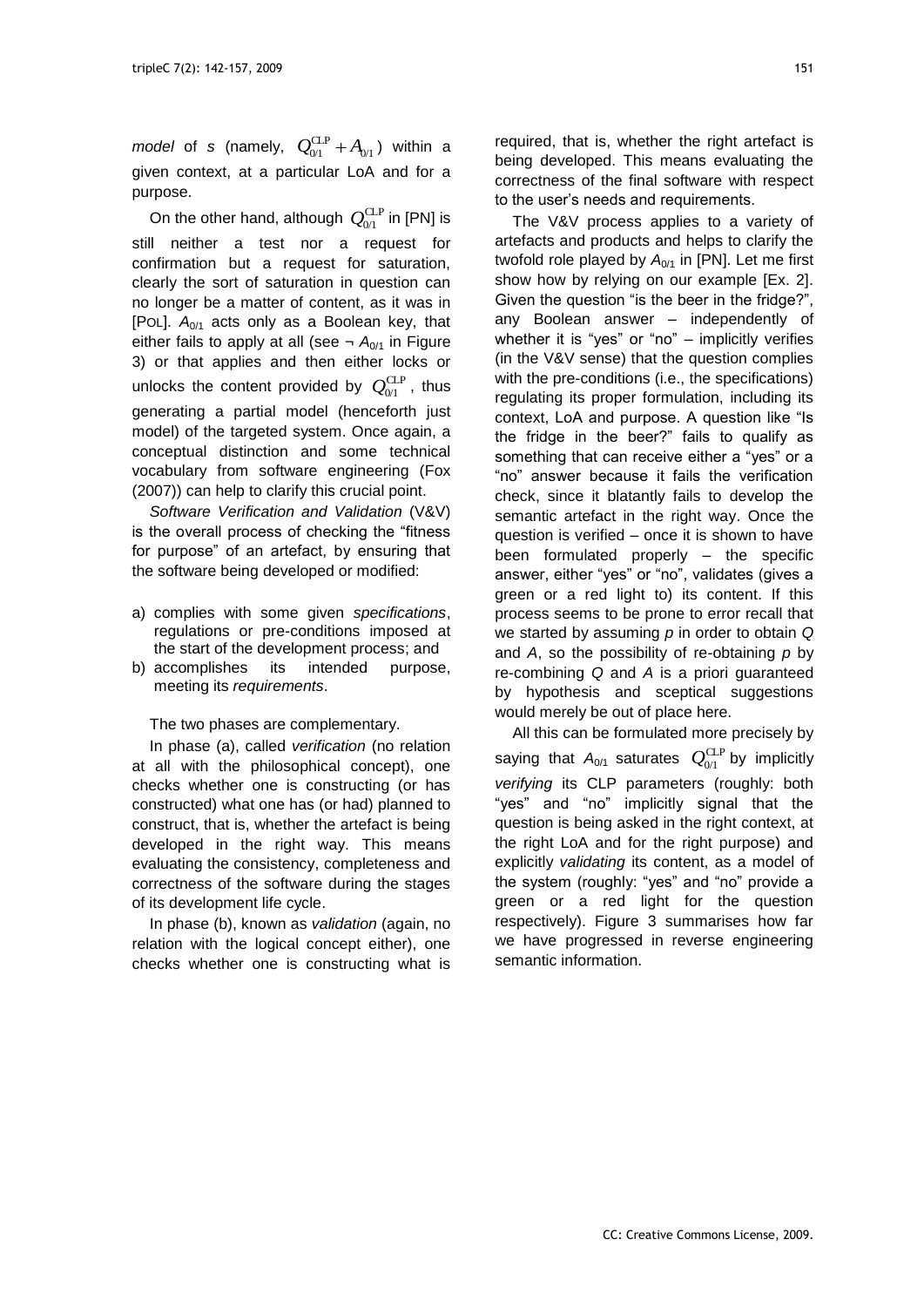*model* of *s* (namely, $Q_{0/1}^{\mathrm{CLP}} + A_{0/1}$) within a given context, at a particular LoA and for a purpose.

On the other hand, although $Q_{0/1}^{\mathrm{CLP}}$ in [PN] is still neither a test nor a request for confirmation but a request for saturation, clearly the sort of saturation in question can no longer be a matter of content, as it was in [POL]. $A_{0/1}$ acts only as a Boolean key, that either fails to apply at all (see $\neg A_{0/1}$ in Figure 3) or that applies and then either locks or unlocks the content provided by $Q_{0/1}^{\mathrm{CLP}}$, thus generating a partial model (henceforth just model) of the targeted system. Once again, a conceptual distinction and some technical vocabulary from software engineering (Fox (2007)) can help to clarify this crucial point.

*Software Verification and Validation* (V&V) is the overall process of checking the "fitness for purpose" of an artefact, by ensuring that the software being developed or modified:

a) complies with some given *specifications*, regulations or pre-conditions imposed at the start of the development process; and
b) accomplishes its intended purpose, meeting its *requirements*.

The two phases are complementary.

In phase (a), called *verification* (no relation at all with the philosophical concept), one checks whether one is constructing (or has constructed) what one has (or had) planned to construct, that is, whether the artefact is being developed in the right way. This means evaluating the consistency, completeness and correctness of the software during the stages of its development life cycle.

In phase (b), known as *validation* (again, no relation with the logical concept either), one checks whether one is constructing what is required, that is, whether the right artefact is being developed. This means evaluating the correctness of the final software with respect to the user's needs and requirements.

The V&V process applies to a variety of artefacts and products and helps to clarify the twofold role played by $A_{0/1}$ in [PN]. Let me first show how by relying on our example [Ex. 2]. Given the question "is the beer in the fridge?", any Boolean answer – independently of whether it is "yes" or "no" – implicitly verifies (in the V&V sense) that the question complies with the pre-conditions (i.e., the specifications) regulating its proper formulation, including its context, LoA and purpose. A question like "Is the fridge in the beer?" fails to qualify as something that can receive either a "yes" or a "no" answer because it fails the verification check, since it blatantly fails to develop the semantic artefact in the right way. Once the question is verified – once it is shown to have been formulated properly – the specific answer, either "yes" or "no", validates (gives a green or a red light to) its content. If this process seems to be prone to error recall that we started by assuming *p* in order to obtain *Q* and *A*, so the possibility of re-obtaining *p* by re-combining *Q* and *A* is a priori guaranteed by hypothesis and sceptical suggestions would merely be out of place here.

All this can be formulated more precisely by saying that $A_{0/1}$ saturates $Q_{0/1}^{\mathrm{CLP}}$ by implicitly *verifying* its CLP parameters (roughly: both "yes" and "no" implicitly signal that the question is being asked in the right context, at the right LoA and for the right purpose) and explicitly *validating* its content, as a model of the system (roughly: "yes" and "no" provide a green or a red light for the question respectively). Figure 3 summarises how far we have progressed in reverse engineering semantic information.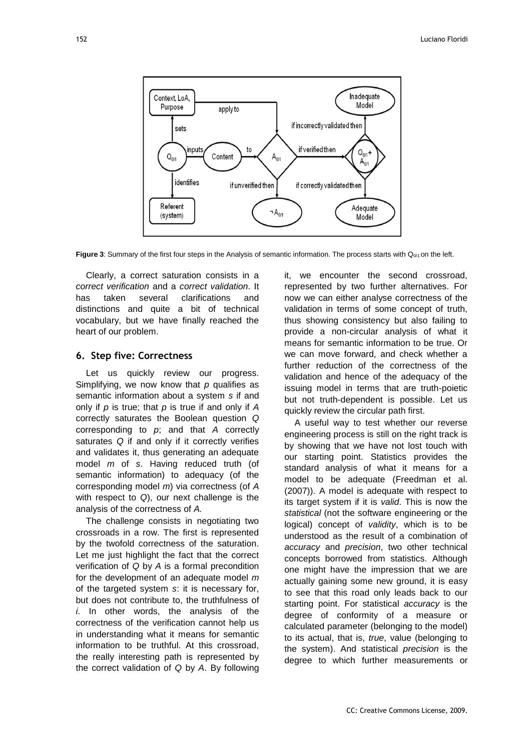Context, LoA, Purpose

apply to

Inadequate Model

sets

if incorrectly validated then

$Q_{0/1}$

inputs

Content

to

$A_{0/1}$

if verified then

$Q_{0/1}$ + $A_{0/1}$

identifies

if unverified then

if correctly validated then

Referent (system)

$\neg A_{0/1}$

Adequate Model

**Figure 3**: Summary of the first four steps in the Analysis of semantic information. The process starts with $Q_{0/1}$ on the left.

Clearly, a correct saturation consists in a *correct verification* and a *correct validation*. It has taken several clarifications and distinctions and quite a bit of technical vocabulary, but we have finally reached the heart of our problem.

## 6. Step five: Correctness

Let us quickly review our progress. Simplifying, we now know that $p$ qualifies as semantic information about a system $s$ if and only if $p$ is true; that $p$ is true if and only if $A$ correctly saturates the Boolean question $Q$ corresponding to $p$; and that $A$ correctly saturates $Q$ if and only if it correctly verifies and validates it, thus generating an adequate model $m$ of $s$. Having reduced truth (of semantic information) to adequacy (of the corresponding model $m$) via correctness (of $A$ with respect to $Q$), our next challenge is the analysis of the correctness of $A$.

The challenge consists in negotiating two crossroads in a row. The first is represented by the twofold correctness of the saturation. Let me just highlight the fact that the correct verification of $Q$ by $A$ is a formal precondition for the development of an adequate model $m$ of the targeted system $s$: it is necessary for, but does not contribute to, the truthfulness of $i$. In other words, the analysis of the correctness of the verification cannot help us in understanding what it means for semantic information to be truthful. At this crossroad, the really interesting path is represented by the correct validation of $Q$ by $A$. By following it, we encounter the second crossroad, represented by two further alternatives. For now we can either analyse correctness of the validation in terms of some concept of truth, thus showing consistency but also failing to provide a non-circular analysis of what it means for semantic information to be true. Or we can move forward, and check whether a further reduction of the correctness of the validation and hence of the adequacy of the issuing model in terms that are truth-poietic but not truth-dependent is possible. Let us quickly review the circular path first.

A useful way to test whether our reverse engineering process is still on the right track is by showing that we have not lost touch with our starting point. Statistics provides the standard analysis of what it means for a model to be adequate (Freedman et al. (2007)). A model is adequate with respect to its target system if it is *valid*. This is now the *statistical* (not the software engineering or the logical) concept of *validity*, which is to be understood as the result of a combination of *accuracy* and *precision*, two other technical concepts borrowed from statistics. Although one might have the impression that we are actually gaining some new ground, it is easy to see that this road only leads back to our starting point. For statistical *accuracy* is the degree of conformity of a measure or calculated parameter (belonging to the model) to its actual, that is, *true*, value (belonging to the system). And statistical *precision* is the degree to which further measurements or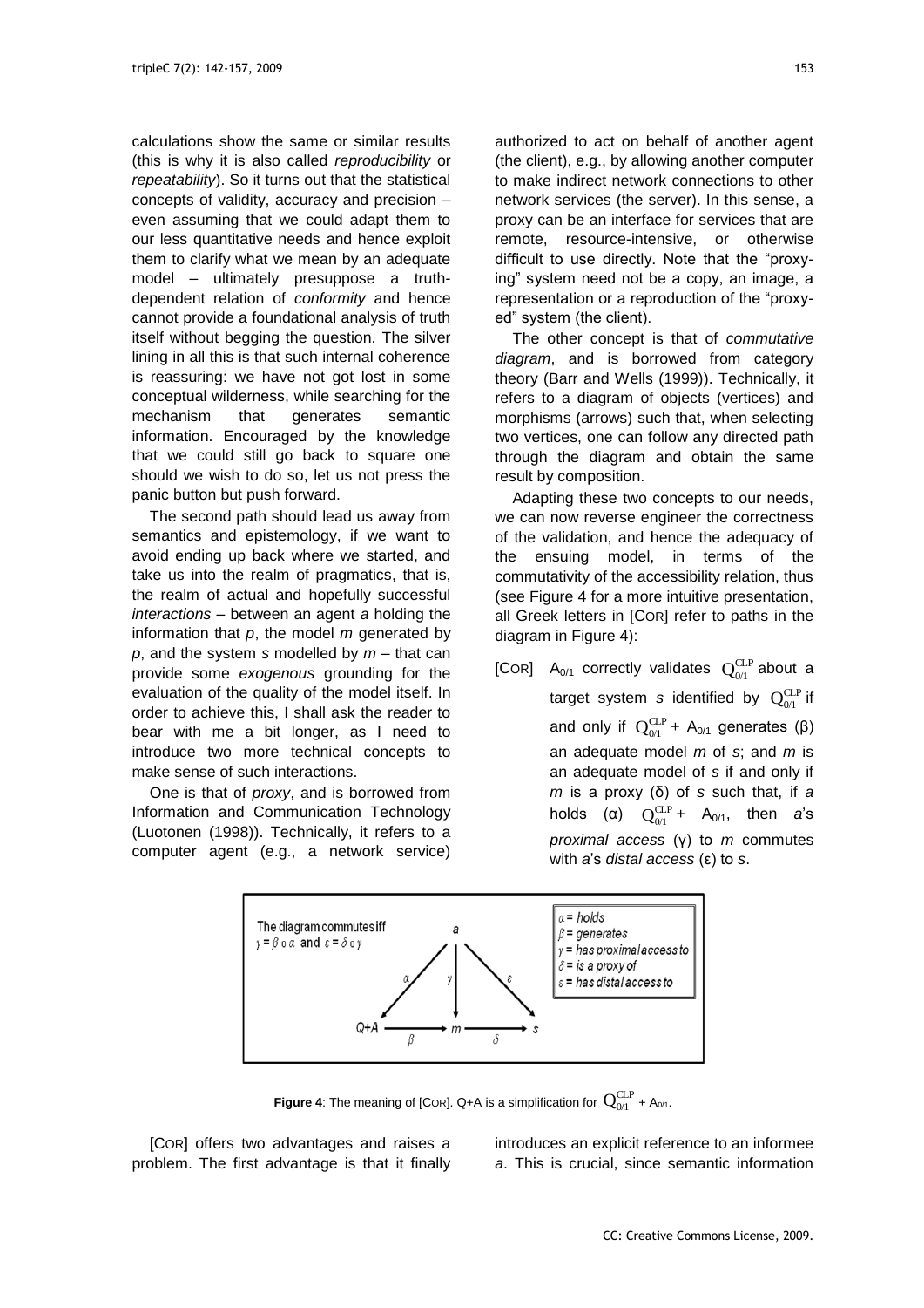calculations show the same or similar results (this is why it is also called *reproducibility* or *repeatability*). So it turns out that the statistical concepts of validity, accuracy and precision – even assuming that we could adapt them to our less quantitative needs and hence exploit them to clarify what we mean by an adequate model – ultimately presuppose a truth-dependent relation of *conformity* and hence cannot provide a foundational analysis of truth itself without begging the question. The silver lining in all this is that such internal coherence is reassuring: we have not got lost in some conceptual wilderness, while searching for the mechanism that generates semantic information. Encouraged by the knowledge that we could still go back to square one should we wish to do so, let us not press the panic button but push forward.

The second path should lead us away from semantics and epistemology, if we want to avoid ending up back where we started, and take us into the realm of pragmatics, that is, the realm of actual and hopefully successful *interactions* – between an agent *a* holding the information that *p*, the model *m* generated by *p*, and the system *s* modelled by *m* – that can provide some *exogenous* grounding for the evaluation of the quality of the model itself. In order to achieve this, I shall ask the reader to bear with me a bit longer, as I need to introduce two more technical concepts to make sense of such interactions.

One is that of *proxy*, and is borrowed from Information and Communication Technology (Luotonen (1998)). Technically, it refers to a computer agent (e.g., a network service) authorized to act on behalf of another agent (the client), e.g., by allowing another computer to make indirect network connections to other network services (the server). In this sense, a proxy can be an interface for services that are remote, resource-intensive, or otherwise difficult to use directly. Note that the "proxying" system need not be a copy, an image, a representation or a reproduction of the "proxyed" system (the client).

The other concept is that of *commutative diagram*, and is borrowed from category theory (Barr and Wells (1999)). Technically, it refers to a diagram of objects (vertices) and morphisms (arrows) such that, when selecting two vertices, one can follow any directed path through the diagram and obtain the same result by composition.

Adapting these two concepts to our needs, we can now reverse engineer the correctness of the validation, and hence the adequacy of the ensuing model, in terms of the commutativity of the accessibility relation, thus (see Figure 4 for a more intuitive presentation, all Greek letters in [COR] refer to paths in the diagram in Figure 4):

[COR] $A_{0/1}$ correctly validates $Q^{CLP}_{0/1}$ about a target system *s* identified by $Q^{CLP}_{0/1}$ if and only if $Q^{CLP}_{0/1}$ + $A_{0/1}$ generates (β) an adequate model *m* of *s*; and *m* is an adequate model of *s* if and only if *m* is a proxy (δ) of *s* such that, if *a* holds (α) $Q^{CLP}_{0/1}$ + $A_{0/1}$, then *a*'s *proximal access* (γ) to *m* commutes with *a*'s *distal access* (ε) to *s*.

The diagram commutes iff $\gamma = \beta \circ \alpha$ and $\varepsilon = \delta \circ \gamma$

α = holds
β = generates
γ = has proximal access to
δ = is a proxy of
ε = has distal access to

**Figure 4**: The meaning of [COR]. Q+A is a simplification for $Q^{CLP}_{0/1}$ + $A_{0/1}$.

[COR] offers two advantages and raises a problem. The first advantage is that it finally introduces an explicit reference to an informee *a*. This is crucial, since semantic information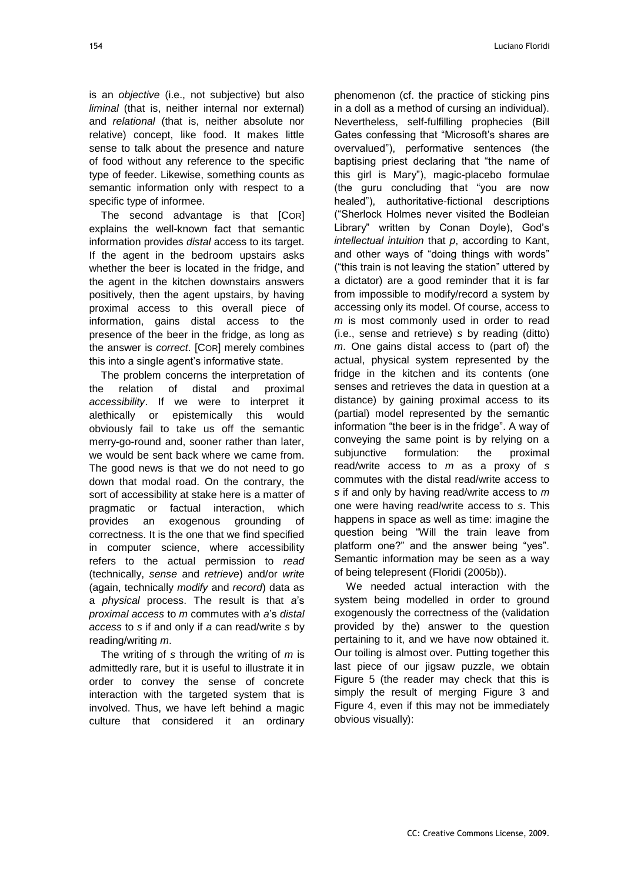is an *objective* (i.e., not subjective) but also *liminal* (that is, neither internal nor external) and *relational* (that is, neither absolute nor relative) concept, like food. It makes little sense to talk about the presence and nature of food without any reference to the specific type of feeder. Likewise, something counts as semantic information only with respect to a specific type of informee.

The second advantage is that [COR] explains the well-known fact that semantic information provides *distal* access to its target. If the agent in the bedroom upstairs asks whether the beer is located in the fridge, and the agent in the kitchen downstairs answers positively, then the agent upstairs, by having proximal access to this overall piece of information, gains distal access to the presence of the beer in the fridge, as long as the answer is *correct*. [COR] merely combines this into a single agent's informative state.

The problem concerns the interpretation of the relation of distal and proximal *accessibility*. If we were to interpret it alethically or epistemically this would obviously fail to take us off the semantic merry-go-round and, sooner rather than later, we would be sent back where we came from. The good news is that we do not need to go down that modal road. On the contrary, the sort of accessibility at stake here is a matter of pragmatic or factual interaction, which provides an exogenous grounding of correctness. It is the one that we find specified in computer science, where accessibility refers to the actual permission to *read* (technically, *sense* and *retrieve*) and/or *write* (again, technically *modify* and *record*) data as a *physical* process. The result is that *a*'s *proximal access* to *m* commutes with *a*'s *distal access* to *s* if and only if *a* can read/write *s* by reading/writing *m*.

The writing of *s* through the writing of *m* is admittedly rare, but it is useful to illustrate it in order to convey the sense of concrete interaction with the targeted system that is involved. Thus, we have left behind a magic culture that considered it an ordinary phenomenon (cf. the practice of sticking pins in a doll as a method of cursing an individual). Nevertheless, self-fulfilling prophecies (Bill Gates confessing that "Microsoft's shares are overvalued"), performative sentences (the baptising priest declaring that "the name of this girl is Mary"), magic-placebo formulae (the guru concluding that "you are now healed"), authoritative-fictional descriptions ("Sherlock Holmes never visited the Bodleian Library" written by Conan Doyle), God's *intellectual intuition* that *p*, according to Kant, and other ways of "doing things with words" ("this train is not leaving the station" uttered by a dictator) are a good reminder that it is far from impossible to modify/record a system by accessing only its model. Of course, access to *m* is most commonly used in order to read (i.e., sense and retrieve) *s* by reading (ditto) *m*. One gains distal access to (part of) the actual, physical system represented by the fridge in the kitchen and its contents (one senses and retrieves the data in question at a distance) by gaining proximal access to its (partial) model represented by the semantic information "the beer is in the fridge". A way of conveying the same point is by relying on a subjunctive formulation: the proximal read/write access to *m* as a proxy of *s* commutes with the distal read/write access to *s* if and only by having read/write access to *m* one were having read/write access to *s*. This happens in space as well as time: imagine the question being "Will the train leave from platform one?" and the answer being "yes". Semantic information may be seen as a way of being telepresent (Floridi (2005b)).

We needed actual interaction with the system being modelled in order to ground exogenously the correctness of the (validation provided by the) answer to the question pertaining to it, and we have now obtained it. Our toiling is almost over. Putting together this last piece of our jigsaw puzzle, we obtain Figure 5 (the reader may check that this is simply the result of merging Figure 3 and Figure 4, even if this may not be immediately obvious visually):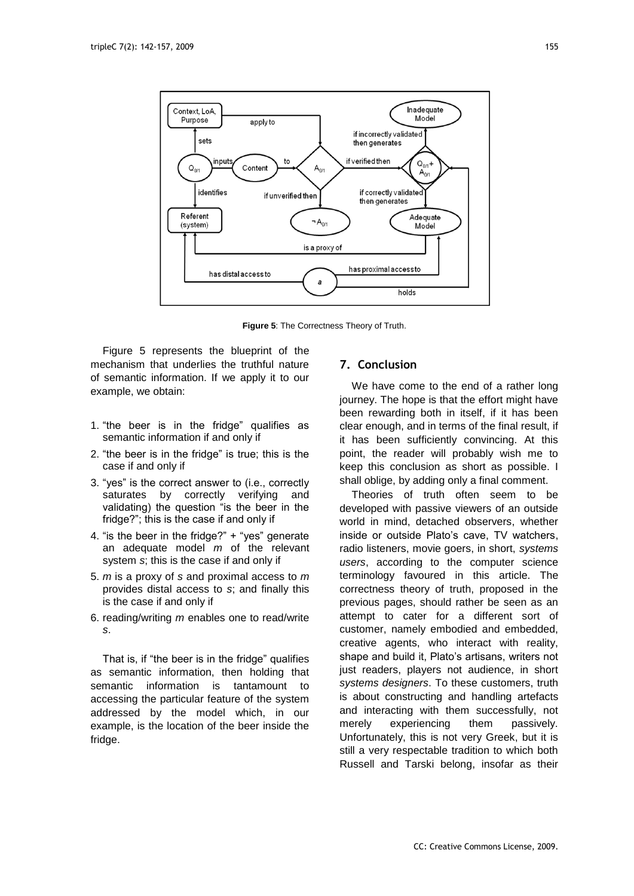**Figure 5**: The Correctness Theory of Truth.

Figure 5 represents the blueprint of the mechanism that underlies the truthful nature of semantic information. If we apply it to our example, we obtain:

1. "the beer is in the fridge" qualifies as semantic information if and only if
2. "the beer is in the fridge" is true; this is the case if and only if
3. "yes" is the correct answer to (i.e., correctly saturates by correctly verifying and validating) the question "is the beer in the fridge?"; this is the case if and only if
4. "is the beer in the fridge?" + "yes" generate an adequate model *m* of the relevant system *s*; this is the case if and only if
5. *m* is a proxy of *s* and proximal access to *m* provides distal access to *s*; and finally this is the case if and only if
6. reading/writing *m* enables one to read/write *s*.

That is, if "the beer is in the fridge" qualifies as semantic information, then holding that semantic information is tantamount to accessing the particular feature of the system addressed by the model which, in our example, is the location of the beer inside the fridge.

## 7. Conclusion

We have come to the end of a rather long journey. The hope is that the effort might have been rewarding both in itself, if it has been clear enough, and in terms of the final result, if it has been sufficiently convincing. At this point, the reader will probably wish me to keep this conclusion as short as possible. I shall oblige, by adding only a final comment.

Theories of truth often seem to be developed with passive viewers of an outside world in mind, detached observers, whether inside or outside Plato's cave, TV watchers, radio listeners, movie goers, in short, *systems users*, according to the computer science terminology favoured in this article. The correctness theory of truth, proposed in the previous pages, should rather be seen as an attempt to cater for a different sort of customer, namely embodied and embedded, creative agents, who interact with reality, shape and build it, Plato's artisans, writers not just readers, players not audience, in short *systems designers*. To these customers, truth is about constructing and handling artefacts and interacting with them successfully, not merely experiencing them passively. Unfortunately, this is not very Greek, but it is still a very respectable tradition to which both Russell and Tarski belong, insofar as their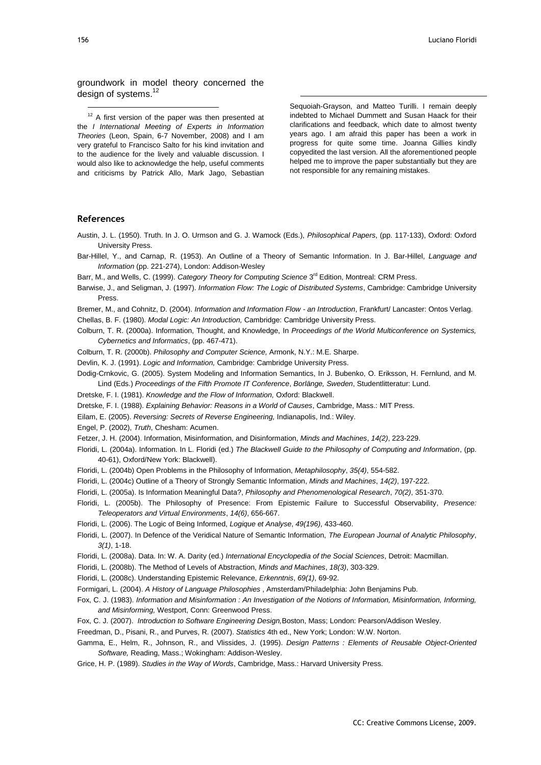groundwork in model theory concerned the design of systems.[12]

[12] A first version of the paper was then presented at the *I International Meeting of Experts in Information Theories* (Leon, Spain, 6-7 November, 2008) and I am very grateful to Francisco Salto for his kind invitation and to the audience for the lively and valuable discussion. I would also like to acknowledge the help, useful comments and criticisms by Patrick Allo, Mark Jago, Sebastian Sequoiah-Grayson, and Matteo Turilli. I remain deeply indebted to Michael Dummett and Susan Haack for their clarifications and feedback, which date to almost twenty years ago. I am afraid this paper has been a work in progress for quite some time. Joanna Gillies kindly copyedited the last version. All the aforementioned people helped me to improve the paper substantially but they are not responsible for any remaining mistakes.

## References

Austin, J. L. (1950). Truth. In J. O. Urmson and G. J. Wamock (Eds.), *Philosophical Papers*, (pp. 117-133), Oxford: Oxford University Press.

Bar-Hillel, Y., and Carnap, R. (1953). An Outline of a Theory of Semantic Information. In J. Bar-Hillel, *Language and Information* (pp. 221-274), London: Addison-Wesley

Barr, M., and Wells, C. (1999). *Category Theory for Computing Science* 3rd Edition, Montreal: CRM Press.

Barwise, J., and Seligman, J. (1997). *Information Flow: The Logic of Distributed Systems*, Cambridge: Cambridge University Press.

Bremer, M., and Cohnitz, D. (2004). *Information and Information Flow - an Introduction*, Frankfurt/ Lancaster: Ontos Verlag.

Chellas, B. F. (1980). *Modal Logic: An Introduction,* Cambridge: Cambridge University Press.

Colburn, T. R. (2000a). Information, Thought, and Knowledge, In *Proceedings of the World Multiconference on Systemics, Cybernetics and Informatics*, (pp. 467-471).

Colburn, T. R. (2000b). *Philosophy and Computer Science,* Armonk, N.Y.: M.E. Sharpe.

Devlin, K. J. (1991). *Logic and Information,* Cambridge: Cambridge University Press.

Dodig-Crnkovic, G. (2005). System Modeling and Information Semantics, In J. Bubenko, O. Eriksson, H. Fernlund, and M. Lind (Eds.) *Proceedings of the Fifth Promote IT Conference*, *Borlänge, Sweden*, Studentlitteratur: Lund.

Dretske, F. I. (1981). *Knowledge and the Flow of Information,* Oxford: Blackwell.

Dretske, F. I. (1988). *Explaining Behavior: Reasons in a World of Causes*, Cambridge, Mass.: MIT Press.

Eilam, E. (2005). *Reversing: Secrets of Reverse Engineering,* Indianapolis, Ind.: Wiley.

Engel, P. (2002), *Truth*, Chesham: Acumen.

Fetzer, J. H. (2004). Information, Misinformation, and Disinformation, *Minds and Machines*, *14(2)*, 223-229.

Floridi, L. (2004a). Information. In L. Floridi (ed.) *The Blackwell Guide to the Philosophy of Computing and Information*, (pp. 40-61), Oxford/New York: Blackwell).

Floridi, L. (2004b) Open Problems in the Philosophy of Information, *Metaphilosophy*, *35(4)*, 554-582.

Floridi, L. (2004c) Outline of a Theory of Strongly Semantic Information, *Minds and Machines*, *14(2)*, 197-222.

Floridi, L. (2005a). Is Information Meaningful Data?, *Philosophy and Phenomenological Research*, *70(2)*, 351-370.

Floridi, L. (2005b). The Philosophy of Presence: From Epistemic Failure to Successful Observability, *Presence: Teleoperators and Virtual Environments*, *14(6)*, 656-667.

Floridi, L. (2006). The Logic of Being Informed, *Logique et Analyse*, *49(196)*, 433-460.

Floridi, L. (2007). In Defence of the Veridical Nature of Semantic Information, *The European Journal of Analytic Philosophy*, *3(1)*, 1-18.

Floridi, L. (2008a). Data. In: W. A. Darity (ed.) *International Encyclopedia of the Social Sciences*, Detroit: Macmillan.

Floridi, L. (2008b). The Method of Levels of Abstraction, *Minds and Machines*, *18(3)*, 303-329.

Floridi, L. (2008c). Understanding Epistemic Relevance, *Erkenntnis*, *69(1)*, 69-92.

Formigari, L. (2004). *A History of Language Philosophies* , Amsterdam/Philadelphia: John Benjamins Pub.

Fox, C. J. (1983). *Information and Misinformation : An Investigation of the Notions of Information, Misinformation, Informing, and Misinforming,* Westport, Conn: Greenwood Press.

Fox, C. J. (2007). *Introduction to Software Engineering Design,*Boston, Mass; London: Pearson/Addison Wesley.

Freedman, D., Pisani, R., and Purves, R. (2007). *Statistics* 4th ed., New York; London: W.W. Norton.

Gamma, E., Helm, R., Johnson, R., and Vlissides, J. (1995). *Design Patterns : Elements of Reusable Object-Oriented Software,* Reading, Mass.; Wokingham: Addison-Wesley.

Grice, H. P. (1989). *Studies in the Way of Words*, Cambridge, Mass.: Harvard University Press.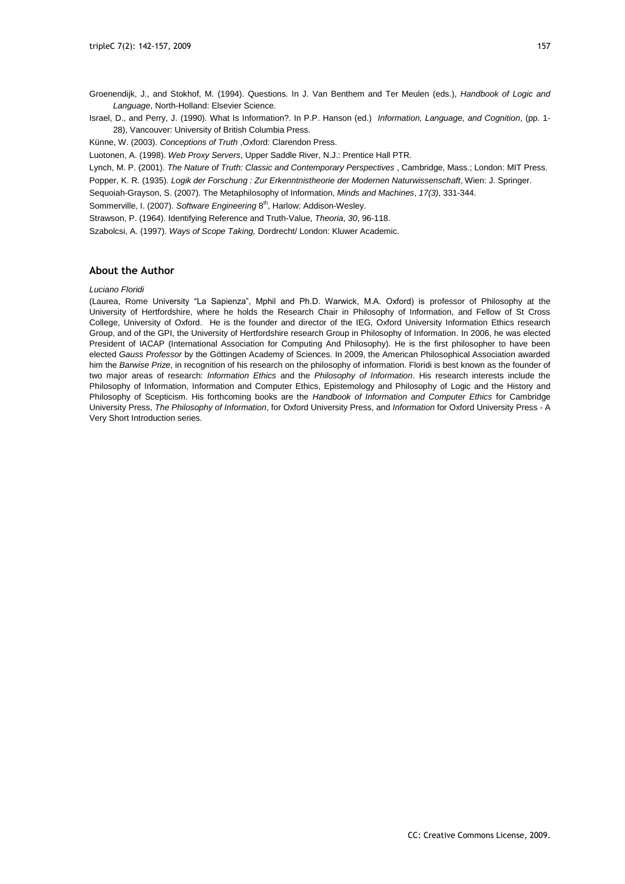Groenendijk, J., and Stokhof, M. (1994). Questions. In J. Van Benthem and Ter Meulen (eds.), *Handbook of Logic and Language*, North-Holland: Elsevier Science.

Israel, D., and Perry, J. (1990). What Is Information?. In P.P. Hanson (ed.) *Information, Language, and Cognition*, (pp. 1-28), Vancouver: University of British Columbia Press.

Künne, W. (2003). *Conceptions of Truth* ,Oxford: Clarendon Press.

Luotonen, A. (1998). *Web Proxy Servers*, Upper Saddle River, N.J.: Prentice Hall PTR.

Lynch, M. P. (2001). *The Nature of Truth: Classic and Contemporary Perspectives* , Cambridge, Mass.; London: MIT Press.

Popper, K. R. (1935). *Logik der Forschung : Zur Erkenntnistheorie der Modernen Naturwissenschaft*, Wien: J. Springer.

Sequoiah-Grayson, S. (2007). The Metaphilosophy of Information, *Minds and Machines*, *17(3)*, 331-344.

Sommerville, I. (2007). *Software Engineering* 8th, Harlow: Addison-Wesley.

Strawson, P. (1964). Identifying Reference and Truth-Value, *Theoria*, *30*, 96-118.

Szabolcsi, A. (1997). *Ways of Scope Taking,* Dordrecht/ London: Kluwer Academic.

## About the Author

*Luciano Floridi*

(Laurea, Rome University "La Sapienza", Mphil and Ph.D. Warwick, M.A. Oxford) is professor of Philosophy at the University of Hertfordshire, where he holds the Research Chair in Philosophy of Information, and Fellow of St Cross College, University of Oxford. He is the founder and director of the IEG, Oxford University Information Ethics research Group, and of the GPI, the University of Hertfordshire research Group in Philosophy of Information. In 2006, he was elected President of IACAP (International Association for Computing And Philosophy). He is the first philosopher to have been elected *Gauss Professor* by the Göttingen Academy of Sciences. In 2009, the American Philosophical Association awarded him the *Barwise Prize*, in recognition of his research on the philosophy of information. Floridi is best known as the founder of two major areas of research: *Information Ethics* and the *Philosophy of Information*. His research interests include the Philosophy of Information, Information and Computer Ethics, Epistemology and Philosophy of Logic and the History and Philosophy of Scepticism. His forthcoming books are the *Handbook of Information and Computer Ethics* for Cambridge University Press, *The Philosophy of Information*, for Oxford University Press, and *Information* for Oxford University Press - A Very Short Introduction series.